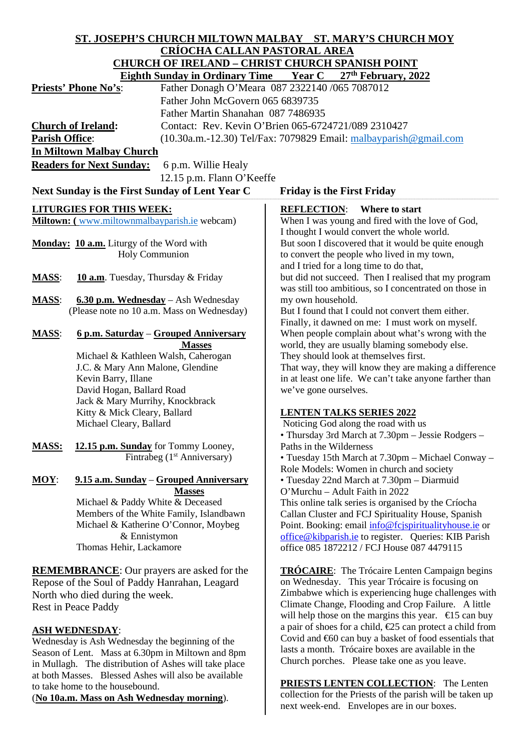**ST. JOSEPH'S CHURCH MILTOWN MALBAY   ST. MARY'S CHURCH MOY**
**CRÍOCHA CALLAN PASTORAL AREA**
**CHURCH OF IRELAND – CHRIST CHURCH SPANISH POINT**
**Eighth Sunday in Ordinary Time   Year C   27th February, 2022**

**Priests' Phone No's**: Father Donagh O'Meara 087 2322140 /065 7087012
Father John McGovern 065 6839735
Father Martin Shanahan 087 7486935

**Church of Ireland**: Contact: Rev. Kevin O'Brien 065-6724721/089 2310427

**Parish Office**: (10.30a.m.-12.30) Tel/Fax: 7079829 Email: malbayparish@gmail.com

**In Miltown Malbay Church**

**Readers for Next Sunday:** 6 p.m. Willie Healy
12.15 p.m. Flann O'Keeffe

**Next Sunday is the First Sunday of Lent Year C**   **Friday is the First Friday**

## LITURGIES FOR THIS WEEK:

**Miltown:** (www.miltownmalbayparish.ie webcam)

**Monday:** **10 a.m.** Liturgy of the Word with Holy Communion

**MASS**: **10 a.m**. Tuesday, Thursday & Friday

**MASS**: **6.30 p.m. Wednesday** – Ash Wednesday
(Please note no 10 a.m. Mass on Wednesday)

**MASS**: **6 p.m. Saturday** – **Grouped Anniversary Masses**
Michael & Kathleen Walsh, Caherogan
J.C. & Mary Ann Malone, Glendine
Kevin Barry, Illane
David Hogan, Ballard Road
Jack & Mary Murrihy, Knockbrack
Kitty & Mick Cleary, Ballard
Michael Cleary, Ballard

**MASS:** **12.15 p.m. Sunday** for Tommy Looney, Fintrabeg (1st Anniversary)

**MOY**: **9.15 a.m. Sunday** – **Grouped Anniversary Masses**
Michael & Paddy White & Deceased Members of the White Family, Islandbawn
Michael & Katherine O'Connor, Moybeg & Ennistymon
Thomas Hehir, Lackamore

**REMEMBRANCE**: Our prayers are asked for the Repose of the Soul of Paddy Hanrahan, Leagard North who died during the week.
Rest in Peace Paddy

**ASH WEDNESDAY**:
Wednesday is Ash Wednesday the beginning of the Season of Lent. Mass at 6.30pm in Miltown and 8pm in Mullagh. The distribution of Ashes will take place at both Masses. Blessed Ashes will also be available to take home to the housebound.
(**No 10a.m. Mass on Ash Wednesday morning**).

**REFLECTION**: **Where to start**
When I was young and fired with the love of God,
I thought I would convert the whole world.
But soon I discovered that it would be quite enough
to convert the people who lived in my town,
and I tried for a long time to do that,
but did not succeed. Then I realised that my program was still too ambitious, so I concentrated on those in my own household.
But I found that I could not convert them either.
Finally, it dawned on me: I must work on myself.
When people complain about what's wrong with the world, they are usually blaming somebody else.
They should look at themselves first.
That way, they will know they are making a difference in at least one life. We can't take anyone farther than we've gone ourselves.

**LENTEN TALKS SERIES 2022**
Noticing God along the road with us
- Thursday 3rd March at 7.30pm – Jessie Rodgers – Paths in the Wilderness
- Tuesday 15th March at 7.30pm – Michael Conway – Role Models: Women in church and society
- Tuesday 22nd March at 7.30pm – Diarmuid O'Murchu – Adult Faith in 2022

This online talk series is organised by the Críocha Callan Cluster and FCJ Spirituality House, Spanish Point. Booking: email info@fcjspiritualityhouse.ie or office@kibparish.ie to register. Queries: KIB Parish office 085 1872212 / FCJ House 087 4479115

**TRÓCAIRE**: The Trócaire Lenten Campaign begins on Wednesday. This year Trócaire is focusing on Zimbabwe which is experiencing huge challenges with Climate Change, Flooding and Crop Failure. A little will help those on the margins this year. €15 can buy a pair of shoes for a child, €25 can protect a child from Covid and €60 can buy a basket of food essentials that lasts a month. Trócaire boxes are available in the Church porches. Please take one as you leave.

**PRIESTS LENTEN COLLECTION**: The Lenten collection for the Priests of the parish will be taken up next week-end. Envelopes are in our boxes.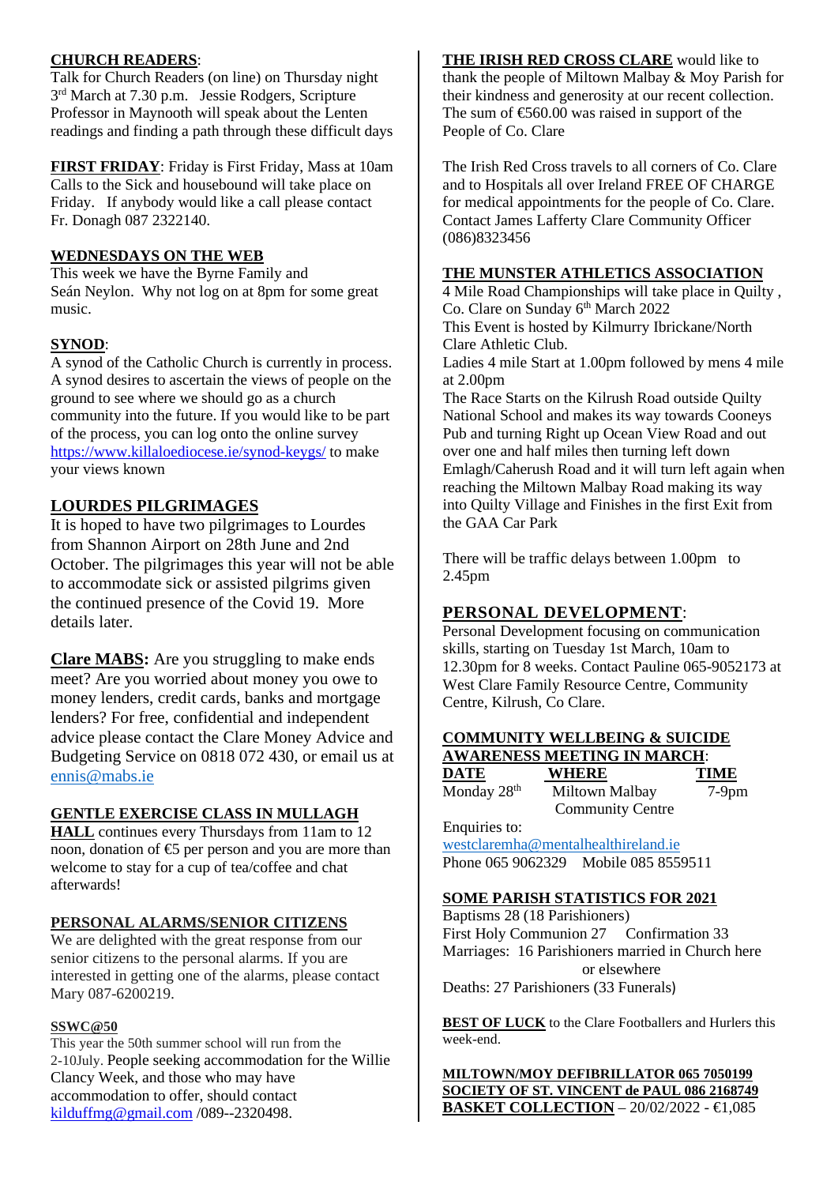**CHURCH READERS**:
Talk for Church Readers (on line) on Thursday night 3rd March at 7.30 p.m. Jessie Rodgers, Scripture Professor in Maynooth will speak about the Lenten readings and finding a path through these difficult days

**FIRST FRIDAY**: Friday is First Friday, Mass at 10am Calls to the Sick and housebound will take place on Friday. If anybody would like a call please contact Fr. Donagh 087 2322140.

**WEDNESDAYS ON THE WEB**
This week we have the Byrne Family and Seán Neylon. Why not log on at 8pm for some great music.

**SYNOD**:
A synod of the Catholic Church is currently in process. A synod desires to ascertain the views of people on the ground to see where we should go as a church community into the future. If you would like to be part of the process, you can log onto the online survey https://www.killaloediocese.ie/synod-keygs/ to make your views known

**LOURDES PILGRIMAGES**
It is hoped to have two pilgrimages to Lourdes from Shannon Airport on 28th June and 2nd October. The pilgrimages this year will not be able to accommodate sick or assisted pilgrims given the continued presence of the Covid 19. More details later.

**Clare MABS:** Are you struggling to make ends meet? Are you worried about money you owe to money lenders, credit cards, banks and mortgage lenders? For free, confidential and independent advice please contact the Clare Money Advice and Budgeting Service on 0818 072 430, or email us at ennis@mabs.ie

**GENTLE EXERCISE CLASS IN MULLAGH HALL** continues every Thursdays from 11am to 12 noon, donation of €5 per person and you are more than welcome to stay for a cup of tea/coffee and chat afterwards!

**PERSONAL ALARMS/SENIOR CITIZENS**
We are delighted with the great response from our senior citizens to the personal alarms. If you are interested in getting one of the alarms, please contact Mary 087-6200219.

**SSWC@50**
This year the 50th summer school will run from the 2-10July. People seeking accommodation for the Willie Clancy Week, and those who may have accommodation to offer, should contact kilduffmg@gmail.com /089--2320498.

**THE IRISH RED CROSS CLARE** would like to thank the people of Miltown Malbay & Moy Parish for their kindness and generosity at our recent collection. The sum of €560.00 was raised in support of the People of Co. Clare

The Irish Red Cross travels to all corners of Co. Clare and to Hospitals all over Ireland FREE OF CHARGE for medical appointments for the people of Co. Clare. Contact James Lafferty Clare Community Officer (086)8323456

**THE MUNSTER ATHLETICS ASSOCIATION**
4 Mile Road Championships will take place in Quilty , Co. Clare on Sunday 6th March 2022
This Event is hosted by Kilmurry Ibrickane/North Clare Athletic Club.
Ladies 4 mile Start at 1.00pm followed by mens 4 mile at 2.00pm
The Race Starts on the Kilrush Road outside Quilty National School and makes its way towards Cooneys Pub and turning Right up Ocean View Road and out over one and half miles then turning left down Emlagh/Caherush Road and it will turn left again when reaching the Miltown Malbay Road making its way into Quilty Village and Finishes in the first Exit from the GAA Car Park

There will be traffic delays between 1.00pm to 2.45pm

**PERSONAL DEVELOPMENT**:
Personal Development focusing on communication skills, starting on Tuesday 1st March, 10am to 12.30pm for 8 weeks. Contact Pauline 065-9052173 at West Clare Family Resource Centre, Community Centre, Kilrush, Co Clare.

**COMMUNITY WELLBEING & SUICIDE AWARENESS MEETING IN MARCH**:

| DATE | WHERE | TIME |
|---|---|---|
| Monday 28th | Miltown Malbay Community Centre | 7-9pm |

Enquiries to:
westclaremha@mentalhealthireland.ie
Phone 065 9062329 Mobile 085 8559511

**SOME PARISH STATISTICS FOR 2021**
Baptisms 28 (18 Parishioners)
First Holy Communion 27 Confirmation 33
Marriages: 16 Parishioners married in Church here or elsewhere
Deaths: 27 Parishioners (33 Funerals)

**BEST OF LUCK** to the Clare Footballers and Hurlers this week-end.

**MILTOWN/MOY DEFIBRILLATOR 065 7050199**
**SOCIETY OF ST. VINCENT de PAUL 086 2168749**
**BASKET COLLECTION** – 20/02/2022 - €1,085